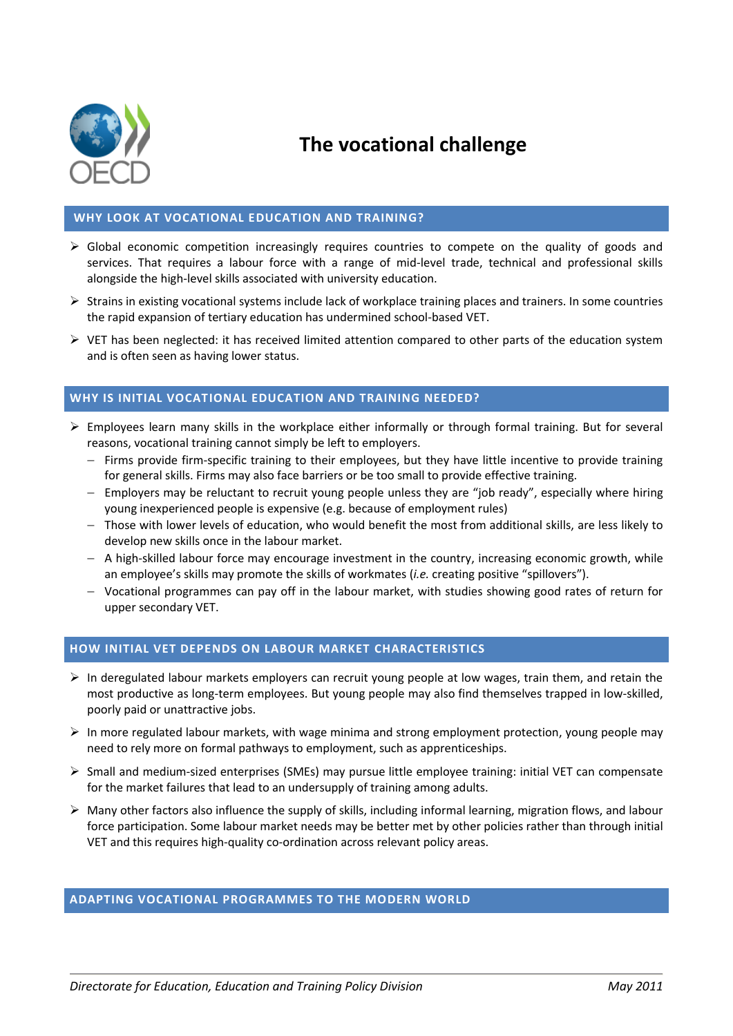# The vocational challenge

## WHY LOOK AT VOCATIONAL EDUCATION AND TRAINING?

- Global economic competition increasingly requires countries to compete on the quality of goods and services. That requires a labour force with a range of mid-level trade, technical and professional skills alongside the high-level skills associated with university education.
- Strains in existing vocational systems include lack of workplace training places and trainers. In some countries the rapid expansion of tertiary education has undermined school-based VET.
- VET has been neglected: it has received limited attention compared to other parts of the education system and is often seen as having lower status.

## WHY IS INITIAL VOCATIONAL EDUCATION AND TRAINING NEEDED?

- Employees learn many skills in the workplace either informally or through formal training. But for several reasons, vocational training cannot simply be left to employers.
  - Firms provide firm-specific training to their employees, but they have little incentive to provide training for general skills. Firms may also face barriers or be too small to provide effective training.
  - Employers may be reluctant to recruit young people unless they are "job ready", especially where hiring young inexperienced people is expensive (e.g. because of employment rules)
  - Those with lower levels of education, who would benefit the most from additional skills, are less likely to develop new skills once in the labour market.
  - A high-skilled labour force may encourage investment in the country, increasing economic growth, while an employee's skills may promote the skills of workmates (*i.e.* creating positive "spillovers").
  - Vocational programmes can pay off in the labour market, with studies showing good rates of return for upper secondary VET.

## HOW INITIAL VET DEPENDS ON LABOUR MARKET CHARACTERISTICS

- In deregulated labour markets employers can recruit young people at low wages, train them, and retain the most productive as long-term employees. But young people may also find themselves trapped in low-skilled, poorly paid or unattractive jobs.
- In more regulated labour markets, with wage minima and strong employment protection, young people may need to rely more on formal pathways to employment, such as apprenticeships.
- Small and medium-sized enterprises (SMEs) may pursue little employee training: initial VET can compensate for the market failures that lead to an undersupply of training among adults.
- Many other factors also influence the supply of skills, including informal learning, migration flows, and labour force participation. Some labour market needs may be better met by other policies rather than through initial VET and this requires high-quality co-ordination across relevant policy areas.

## ADAPTING VOCATIONAL PROGRAMMES TO THE MODERN WORLD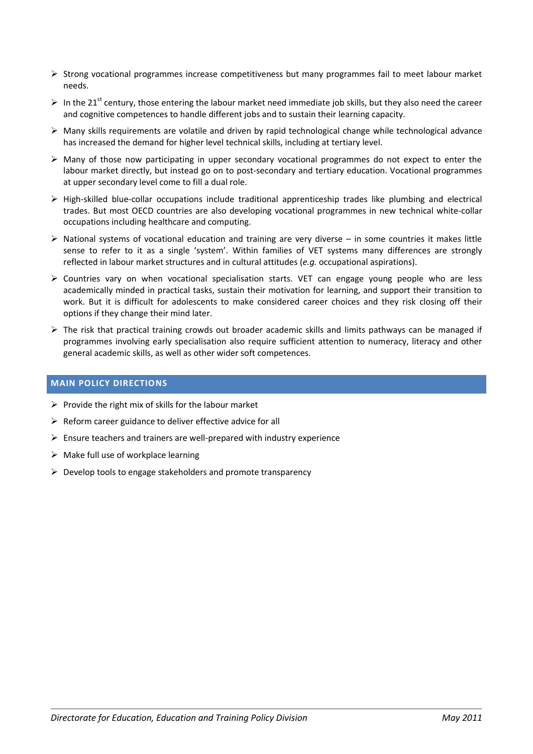- Strong vocational programmes increase competitiveness but many programmes fail to meet labour market needs.
- In the 21st century, those entering the labour market need immediate job skills, but they also need the career and cognitive competences to handle different jobs and to sustain their learning capacity.
- Many skills requirements are volatile and driven by rapid technological change while technological advance has increased the demand for higher level technical skills, including at tertiary level.
- Many of those now participating in upper secondary vocational programmes do not expect to enter the labour market directly, but instead go on to post-secondary and tertiary education. Vocational programmes at upper secondary level come to fill a dual role.
- High-skilled blue-collar occupations include traditional apprenticeship trades like plumbing and electrical trades. But most OECD countries are also developing vocational programmes in new technical white-collar occupations including healthcare and computing.
- National systems of vocational education and training are very diverse – in some countries it makes little sense to refer to it as a single 'system'. Within families of VET systems many differences are strongly reflected in labour market structures and in cultural attitudes (*e.g.* occupational aspirations).
- Countries vary on when vocational specialisation starts. VET can engage young people who are less academically minded in practical tasks, sustain their motivation for learning, and support their transition to work. But it is difficult for adolescents to make considered career choices and they risk closing off their options if they change their mind later.
- The risk that practical training crowds out broader academic skills and limits pathways can be managed if programmes involving early specialisation also require sufficient attention to numeracy, literacy and other general academic skills, as well as other wider soft competences.

## MAIN POLICY DIRECTIONS

- Provide the right mix of skills for the labour market
- Reform career guidance to deliver effective advice for all
- Ensure teachers and trainers are well-prepared with industry experience
- Make full use of workplace learning
- Develop tools to engage stakeholders and promote transparency